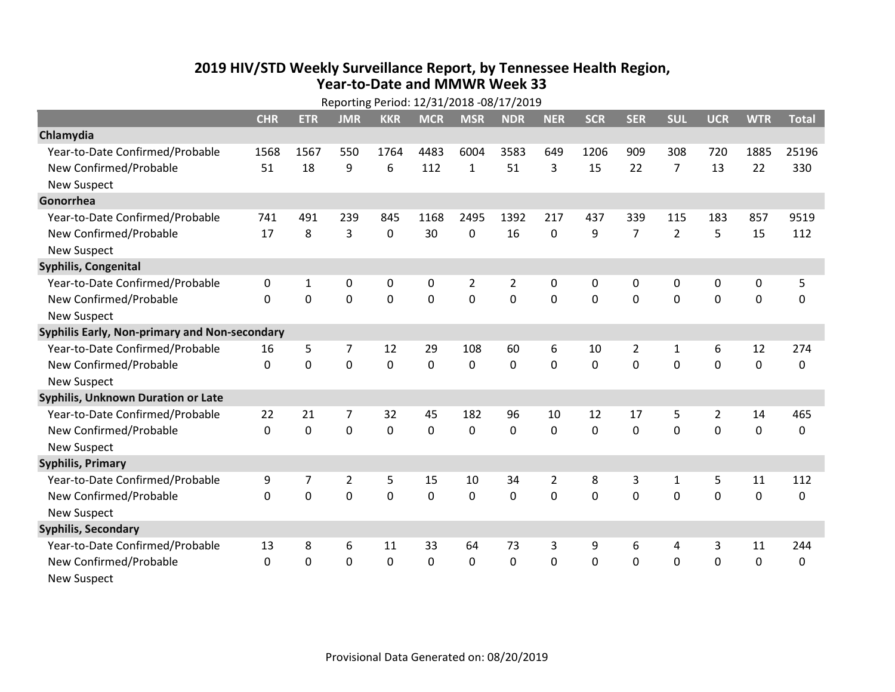# 2019 HIV/STD Weekly Surveillance Report, by Tennessee Health Region, Year-to-Date and MMWR Week 33

Reporting Period: 12/31/2018 -08/17/2019

| | CHR | ETR | JMR | KKR | MCR | MSR | NDR | NER | SCR | SER | SUL | UCR | WTR | Total |
|---|---|---|---|---|---|---|---|---|---|---|---|---|---|---|
| **Chlamydia** | | | | | | | | | | | | | | |
| Year-to-Date Confirmed/Probable | 1568 | 1567 | 550 | 1764 | 4483 | 6004 | 3583 | 649 | 1206 | 909 | 308 | 720 | 1885 | 25196 |
| New Confirmed/Probable | 51 | 18 | 9 | 6 | 112 | 1 | 51 | 3 | 15 | 22 | 7 | 13 | 22 | 330 |
| New Suspect | | | | | | | | | | | | | | |
| **Gonorrhea** | | | | | | | | | | | | | | |
| Year-to-Date Confirmed/Probable | 741 | 491 | 239 | 845 | 1168 | 2495 | 1392 | 217 | 437 | 339 | 115 | 183 | 857 | 9519 |
| New Confirmed/Probable | 17 | 8 | 3 | 0 | 30 | 0 | 16 | 0 | 9 | 7 | 2 | 5 | 15 | 112 |
| New Suspect | | | | | | | | | | | | | | |
| **Syphilis, Congenital** | | | | | | | | | | | | | | |
| Year-to-Date Confirmed/Probable | 0 | 1 | 0 | 0 | 0 | 2 | 2 | 0 | 0 | 0 | 0 | 0 | 0 | 5 |
| New Confirmed/Probable | 0 | 0 | 0 | 0 | 0 | 0 | 0 | 0 | 0 | 0 | 0 | 0 | 0 | 0 |
| New Suspect | | | | | | | | | | | | | | |
| **Syphilis Early, Non-primary and Non-secondary** | | | | | | | | | | | | | | |
| Year-to-Date Confirmed/Probable | 16 | 5 | 7 | 12 | 29 | 108 | 60 | 6 | 10 | 2 | 1 | 6 | 12 | 274 |
| New Confirmed/Probable | 0 | 0 | 0 | 0 | 0 | 0 | 0 | 0 | 0 | 0 | 0 | 0 | 0 | 0 |
| New Suspect | | | | | | | | | | | | | | |
| **Syphilis, Unknown Duration or Late** | | | | | | | | | | | | | | |
| Year-to-Date Confirmed/Probable | 22 | 21 | 7 | 32 | 45 | 182 | 96 | 10 | 12 | 17 | 5 | 2 | 14 | 465 |
| New Confirmed/Probable | 0 | 0 | 0 | 0 | 0 | 0 | 0 | 0 | 0 | 0 | 0 | 0 | 0 | 0 |
| New Suspect | | | | | | | | | | | | | | |
| **Syphilis, Primary** | | | | | | | | | | | | | | |
| Year-to-Date Confirmed/Probable | 9 | 7 | 2 | 5 | 15 | 10 | 34 | 2 | 8 | 3 | 1 | 5 | 11 | 112 |
| New Confirmed/Probable | 0 | 0 | 0 | 0 | 0 | 0 | 0 | 0 | 0 | 0 | 0 | 0 | 0 | 0 |
| New Suspect | | | | | | | | | | | | | | |
| **Syphilis, Secondary** | | | | | | | | | | | | | | |
| Year-to-Date Confirmed/Probable | 13 | 8 | 6 | 11 | 33 | 64 | 73 | 3 | 9 | 6 | 4 | 3 | 11 | 244 |
| New Confirmed/Probable | 0 | 0 | 0 | 0 | 0 | 0 | 0 | 0 | 0 | 0 | 0 | 0 | 0 | 0 |
| New Suspect | | | | | | | | | | | | | | |

Provisional Data Generated on: 08/20/2019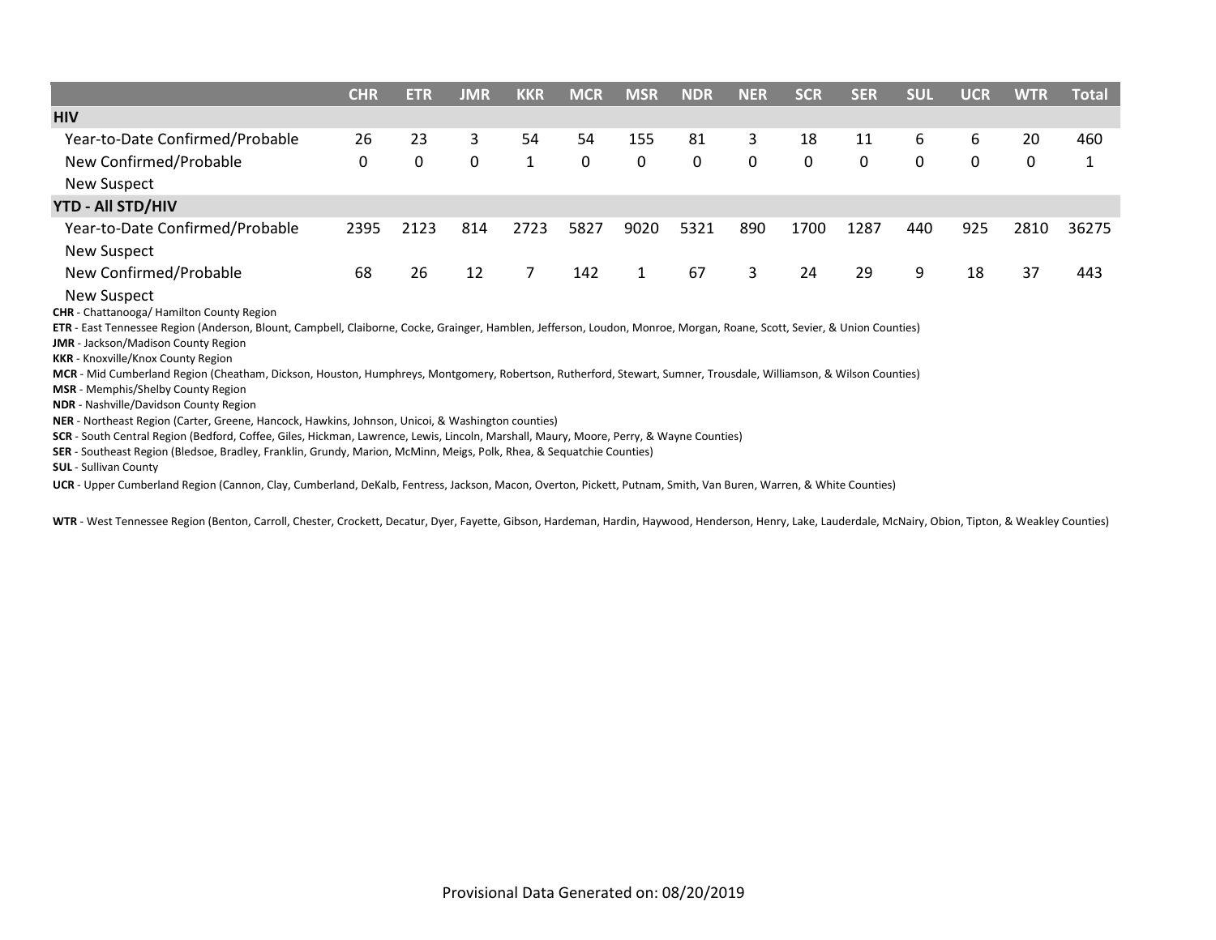| | CHR | ETR | JMR | KKR | MCR | MSR | NDR | NER | SCR | SER | SUL | UCR | WTR | Total |
|---|---|---|---|---|---|---|---|---|---|---|---|---|---|---|
| **HIV** | | | | | | | | | | | | | | |
| Year-to-Date Confirmed/Probable | 26 | 23 | 3 | 54 | 54 | 155 | 81 | 3 | 18 | 11 | 6 | 6 | 20 | 460 |
| New Confirmed/Probable | 0 | 0 | 0 | 1 | 0 | 0 | 0 | 0 | 0 | 0 | 0 | 0 | 0 | 1 |
| New Suspect | | | | | | | | | | | | | | |
| **YTD - All STD/HIV** | | | | | | | | | | | | | | |
| Year-to-Date Confirmed/Probable | 2395 | 2123 | 814 | 2723 | 5827 | 9020 | 5321 | 890 | 1700 | 1287 | 440 | 925 | 2810 | 36275 |
| New Suspect | | | | | | | | | | | | | | |
| New Confirmed/Probable | 68 | 26 | 12 | 7 | 142 | 1 | 67 | 3 | 24 | 29 | 9 | 18 | 37 | 443 |
| New Suspect | | | | | | | | | | | | | | |

**CHR** - Chattanooga/ Hamilton County Region

**ETR** - East Tennessee Region (Anderson, Blount, Campbell, Claiborne, Cocke, Grainger, Hamblen, Jefferson, Loudon, Monroe, Morgan, Roane, Scott, Sevier, & Union Counties)

**JMR** - Jackson/Madison County Region

**KKR** - Knoxville/Knox County Region

**MCR** - Mid Cumberland Region (Cheatham, Dickson, Houston, Humphreys, Montgomery, Robertson, Rutherford, Stewart, Sumner, Trousdale, Williamson, & Wilson Counties)

**MSR** - Memphis/Shelby County Region

**NDR** - Nashville/Davidson County Region

**NER** - Northeast Region (Carter, Greene, Hancock, Hawkins, Johnson, Unicoi, & Washington counties)

**SCR** - South Central Region (Bedford, Coffee, Giles, Hickman, Lawrence, Lewis, Lincoln, Marshall, Maury, Moore, Perry, & Wayne Counties)

**SER** - Southeast Region (Bledsoe, Bradley, Franklin, Grundy, Marion, McMinn, Meigs, Polk, Rhea, & Sequatchie Counties)

**SUL** - Sullivan County

**UCR** - Upper Cumberland Region (Cannon, Clay, Cumberland, DeKalb, Fentress, Jackson, Macon, Overton, Pickett, Putnam, Smith, Van Buren, Warren, & White Counties)

**WTR** - West Tennessee Region (Benton, Carroll, Chester, Crockett, Decatur, Dyer, Fayette, Gibson, Hardeman, Hardin, Haywood, Henderson, Henry, Lake, Lauderdale, McNairy, Obion, Tipton, & Weakley Counties)

Provisional Data Generated on: 08/20/2019